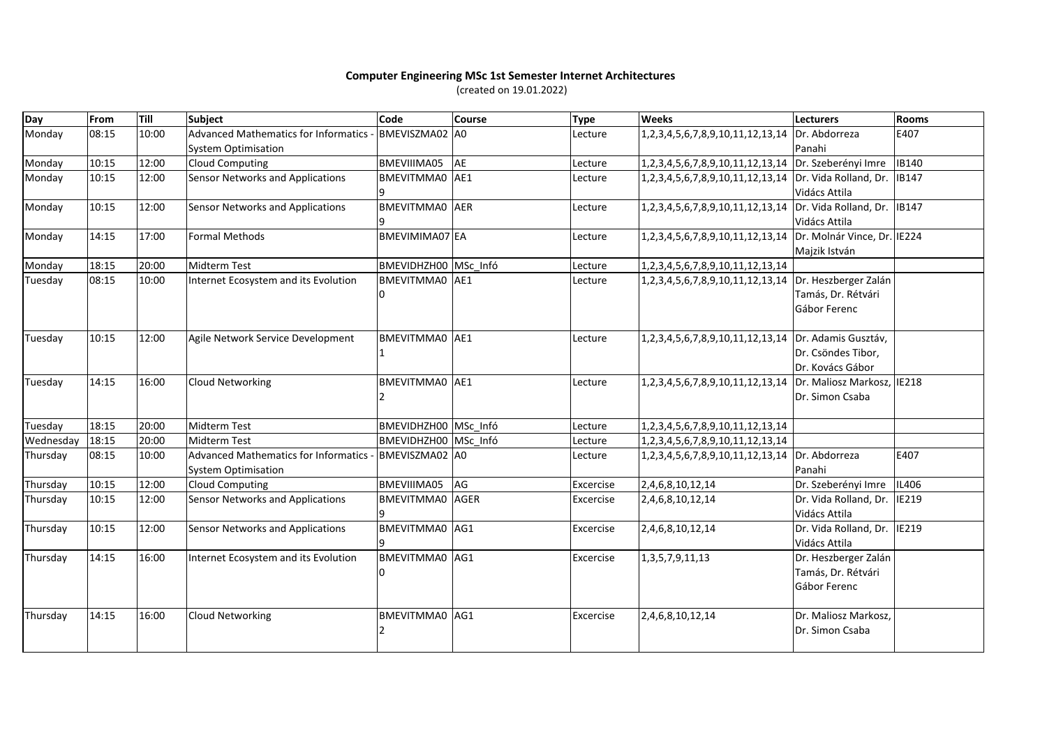**Computer Engineering MSc 1st Semester Internet Architectures**

(created on 19.01.2022)

| Day | From | Till | Subject | Code | Course | Type | Weeks | Lecturers | Rooms |
|---|---|---|---|---|---|---|---|---|---|
| Monday | 08:15 | 10:00 | Advanced Mathematics for Informatics - System Optimisation | BMEVISZMA02 | A0 | Lecture | 1,2,3,4,5,6,7,8,9,10,11,12,13,14 | Dr. Abdorreza Panahi | E407 |
| Monday | 10:15 | 12:00 | Cloud Computing | BMEVIIIMA05 | AE | Lecture | 1,2,3,4,5,6,7,8,9,10,11,12,13,14 | Dr. Szeberényi Imre | IB140 |
| Monday | 10:15 | 12:00 | Sensor Networks and Applications | BMEVITMMA09 | AE1 | Lecture | 1,2,3,4,5,6,7,8,9,10,11,12,13,14 | Dr. Vida Rolland, Dr. Vidács Attila | IB147 |
| Monday | 10:15 | 12:00 | Sensor Networks and Applications | BMEVITMMA09 | AER | Lecture | 1,2,3,4,5,6,7,8,9,10,11,12,13,14 | Dr. Vida Rolland, Dr. Vidács Attila | IB147 |
| Monday | 14:15 | 17:00 | Formal Methods | BMEVIMIMA07 | EA | Lecture | 1,2,3,4,5,6,7,8,9,10,11,12,13,14 | Dr. Molnár Vince, Dr. Majzik István | IE224 |
| Monday | 18:15 | 20:00 | Midterm Test | BMEVIDHZH00 | MSc_Infó | Lecture | 1,2,3,4,5,6,7,8,9,10,11,12,13,14 | | |
| Tuesday | 08:15 | 10:00 | Internet Ecosystem and its Evolution | BMEVITMMA00 | AE1 | Lecture | 1,2,3,4,5,6,7,8,9,10,11,12,13,14 | Dr. Heszberger Zalán Tamás, Dr. Rétvári Gábor Ferenc | |
| Tuesday | 10:15 | 12:00 | Agile Network Service Development | BMEVITMMA01 | AE1 | Lecture | 1,2,3,4,5,6,7,8,9,10,11,12,13,14 | Dr. Adamis Gusztáv, Dr. Csöndes Tibor, Dr. Kovács Gábor | |
| Tuesday | 14:15 | 16:00 | Cloud Networking | BMEVITMMA02 | AE1 | Lecture | 1,2,3,4,5,6,7,8,9,10,11,12,13,14 | Dr. Maliosz Markosz, Dr. Simon Csaba | IE218 |
| Tuesday | 18:15 | 20:00 | Midterm Test | BMEVIDHZH00 | MSc_Infó | Lecture | 1,2,3,4,5,6,7,8,9,10,11,12,13,14 | | |
| Wednesday | 18:15 | 20:00 | Midterm Test | BMEVIDHZH00 | MSc_Infó | Lecture | 1,2,3,4,5,6,7,8,9,10,11,12,13,14 | | |
| Thursday | 08:15 | 10:00 | Advanced Mathematics for Informatics - System Optimisation | BMEVISZMA02 | A0 | Lecture | 1,2,3,4,5,6,7,8,9,10,11,12,13,14 | Dr. Abdorreza Panahi | E407 |
| Thursday | 10:15 | 12:00 | Cloud Computing | BMEVIIIMA05 | AG | Excercise | 2,4,6,8,10,12,14 | Dr. Szeberényi Imre | IL406 |
| Thursday | 10:15 | 12:00 | Sensor Networks and Applications | BMEVITMMA09 | AGER | Excercise | 2,4,6,8,10,12,14 | Dr. Vida Rolland, Dr. Vidács Attila | IE219 |
| Thursday | 10:15 | 12:00 | Sensor Networks and Applications | BMEVITMMA09 | AG1 | Excercise | 2,4,6,8,10,12,14 | Dr. Vida Rolland, Dr. Vidács Attila | IE219 |
| Thursday | 14:15 | 16:00 | Internet Ecosystem and its Evolution | BMEVITMMA00 | AG1 | Excercise | 1,3,5,7,9,11,13 | Dr. Heszberger Zalán Tamás, Dr. Rétvári Gábor Ferenc | |
| Thursday | 14:15 | 16:00 | Cloud Networking | BMEVITMMA02 | AG1 | Excercise | 2,4,6,8,10,12,14 | Dr. Maliosz Markosz, Dr. Simon Csaba | |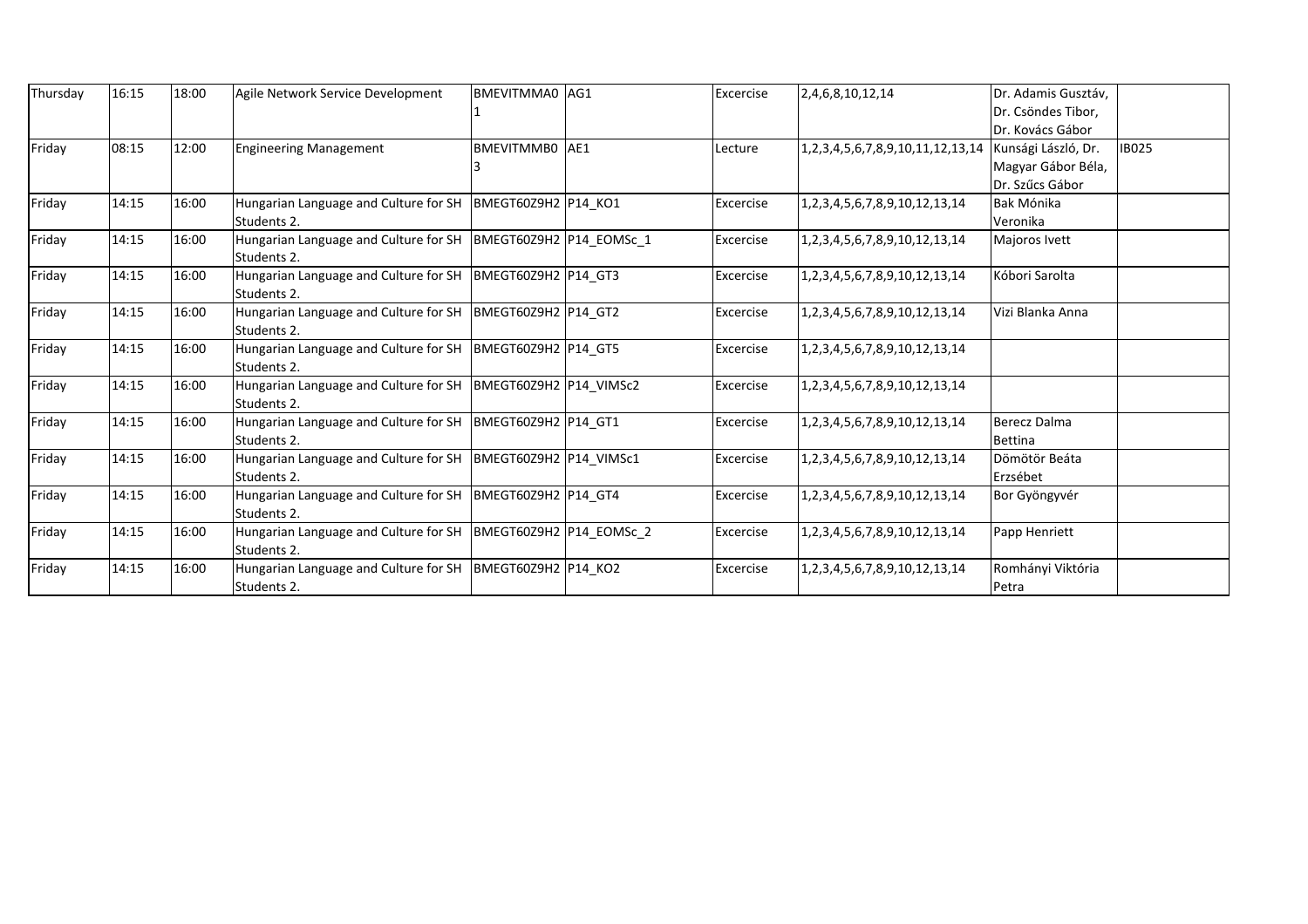| | | | | | | | | | |
|---|---|---|---|---|---|---|---|---|---|
| Thursday | 16:15 | 18:00 | Agile Network Service Development | BMEVITMMA01 | AG1 | Excercise | 2,4,6,8,10,12,14 | Dr. Adamis Gusztáv, Dr. Csöndes Tibor, Dr. Kovács Gábor | |
| Friday | 08:15 | 12:00 | Engineering Management | BMEVITMMB03 | AE1 | Lecture | 1,2,3,4,5,6,7,8,9,10,11,12,13,14 | Kunsági László, Dr. Magyar Gábor Béla, Dr. Szűcs Gábor | IB025 |
| Friday | 14:15 | 16:00 | Hungarian Language and Culture for SH Students 2. | BMEGT60Z9H2 | P14_KO1 | Excercise | 1,2,3,4,5,6,7,8,9,10,12,13,14 | Bak Mónika Veronika | |
| Friday | 14:15 | 16:00 | Hungarian Language and Culture for SH Students 2. | BMEGT60Z9H2 | P14_EOMSc_1 | Excercise | 1,2,3,4,5,6,7,8,9,10,12,13,14 | Majoros Ivett | |
| Friday | 14:15 | 16:00 | Hungarian Language and Culture for SH Students 2. | BMEGT60Z9H2 | P14_GT3 | Excercise | 1,2,3,4,5,6,7,8,9,10,12,13,14 | Kóbori Sarolta | |
| Friday | 14:15 | 16:00 | Hungarian Language and Culture for SH Students 2. | BMEGT60Z9H2 | P14_GT2 | Excercise | 1,2,3,4,5,6,7,8,9,10,12,13,14 | Vizi Blanka Anna | |
| Friday | 14:15 | 16:00 | Hungarian Language and Culture for SH Students 2. | BMEGT60Z9H2 | P14_GT5 | Excercise | 1,2,3,4,5,6,7,8,9,10,12,13,14 | | |
| Friday | 14:15 | 16:00 | Hungarian Language and Culture for SH Students 2. | BMEGT60Z9H2 | P14_VIMSc2 | Excercise | 1,2,3,4,5,6,7,8,9,10,12,13,14 | | |
| Friday | 14:15 | 16:00 | Hungarian Language and Culture for SH Students 2. | BMEGT60Z9H2 | P14_GT1 | Excercise | 1,2,3,4,5,6,7,8,9,10,12,13,14 | Berecz Dalma Bettina | |
| Friday | 14:15 | 16:00 | Hungarian Language and Culture for SH Students 2. | BMEGT60Z9H2 | P14_VIMSc1 | Excercise | 1,2,3,4,5,6,7,8,9,10,12,13,14 | Dömötör Beáta Erzsébet | |
| Friday | 14:15 | 16:00 | Hungarian Language and Culture for SH Students 2. | BMEGT60Z9H2 | P14_GT4 | Excercise | 1,2,3,4,5,6,7,8,9,10,12,13,14 | Bor Gyöngyvér | |
| Friday | 14:15 | 16:00 | Hungarian Language and Culture for SH Students 2. | BMEGT60Z9H2 | P14_EOMSc_2 | Excercise | 1,2,3,4,5,6,7,8,9,10,12,13,14 | Papp Henriett | |
| Friday | 14:15 | 16:00 | Hungarian Language and Culture for SH Students 2. | BMEGT60Z9H2 | P14_KO2 | Excercise | 1,2,3,4,5,6,7,8,9,10,12,13,14 | Romhányi Viktória Petra | |